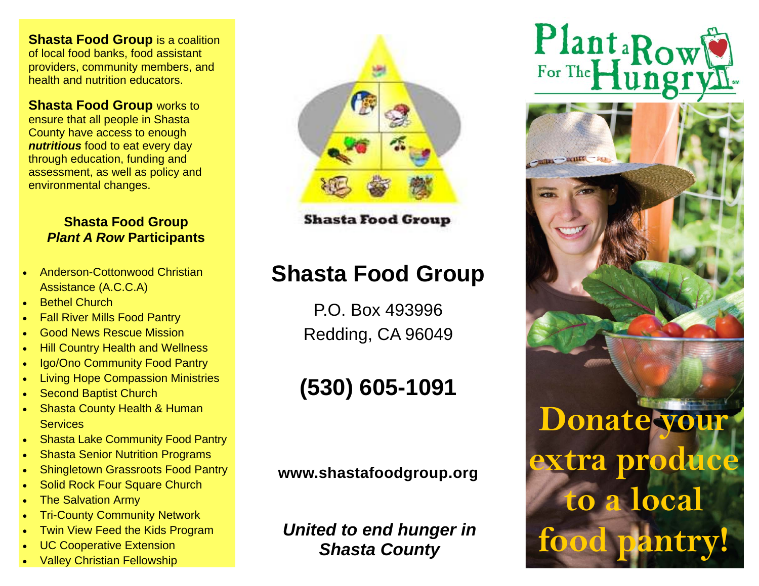**Shasta Food Group** is a coalition of local food banks, food assistant providers, community members, and health and nutrition educators.

**Shasta Food Group** works to ensure that all people in Shasta County have access to enough ***nutritious*** food to eat every day through education, funding and assessment, as well as policy and environmental changes.

### Shasta Food Group *Plant A Row* Participants

- Anderson-Cottonwood Christian Assistance (A.C.C.A)
- Bethel Church
- Fall River Mills Food Pantry
- Good News Rescue Mission
- Hill Country Health and Wellness
- Igo/Ono Community Food Pantry
- Living Hope Compassion Ministries
- Second Baptist Church
- Shasta County Health & Human Services
- Shasta Lake Community Food Pantry
- Shasta Senior Nutrition Programs
- Shingletown Grassroots Food Pantry
- Solid Rock Four Square Church
- The Salvation Army
- Tri-County Community Network
- Twin View Feed the Kids Program
- UC Cooperative Extension
- Valley Christian Fellowship

**Shasta Food Group**

# Shasta Food Group

P.O. Box 493996
Redding, CA 96049

## (530) 605-1091

**www.shastafoodgroup.org**

***United to end hunger in Shasta County***

# Plant a Row For The Hungry

# Donate your extra produce to a local food pantry!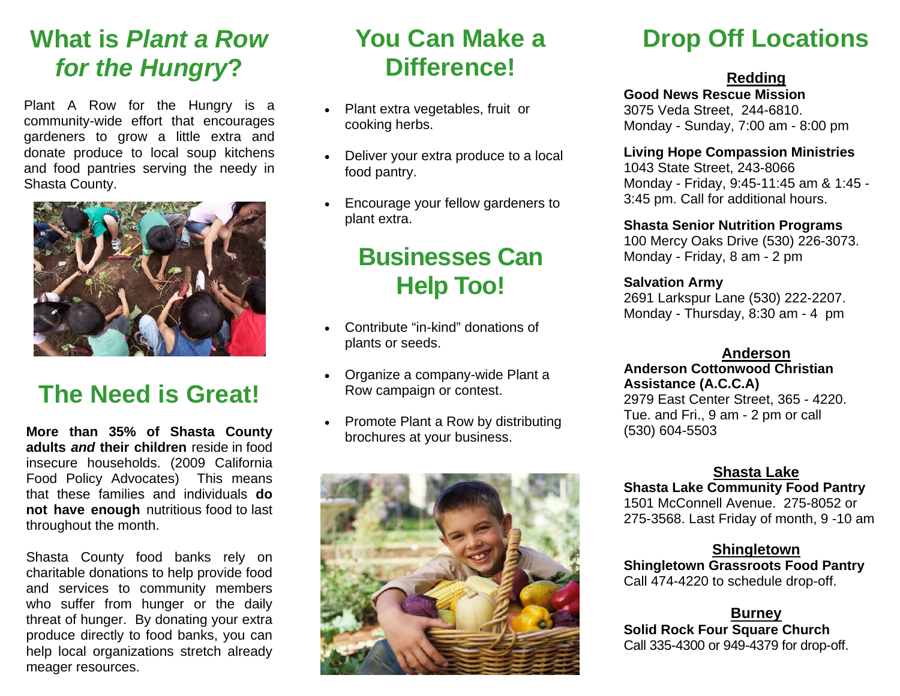## What is *Plant a Row for the Hungry*?

Plant A Row for the Hungry is a community-wide effort that encourages gardeners to grow a little extra and donate produce to local soup kitchens and food pantries serving the needy in Shasta County.

## The Need is Great!

**More than 35% of Shasta County adults *and* their children** reside in food insecure households. (2009 California Food Policy Advocates) This means that these families and individuals **do not have enough** nutritious food to last throughout the month.

Shasta County food banks rely on charitable donations to help provide food and services to community members who suffer from hunger or the daily threat of hunger. By donating your extra produce directly to food banks, you can help local organizations stretch already meager resources.

## You Can Make a Difference!

- Plant extra vegetables, fruit or cooking herbs.
- Deliver your extra produce to a local food pantry.
- Encourage your fellow gardeners to plant extra.

## Businesses Can Help Too!

- Contribute "in-kind" donations of plants or seeds.
- Organize a company-wide Plant a Row campaign or contest.
- Promote Plant a Row by distributing brochures at your business.

## Drop Off Locations

### Redding

**Good News Rescue Mission**
3075 Veda Street, 244-6810.
Monday - Sunday, 7:00 am - 8:00 pm

**Living Hope Compassion Ministries**
1043 State Street, 243-8066
Monday - Friday, 9:45-11:45 am & 1:45 - 3:45 pm. Call for additional hours.

**Shasta Senior Nutrition Programs**
100 Mercy Oaks Drive (530) 226-3073.
Monday - Friday, 8 am - 2 pm

**Salvation Army**
2691 Larkspur Lane (530) 222-2207.
Monday - Thursday, 8:30 am - 4 pm

### Anderson

**Anderson Cottonwood Christian Assistance (A.C.C.A)**
2979 East Center Street, 365 - 4220.
Tue. and Fri., 9 am - 2 pm or call (530) 604-5503

### Shasta Lake

**Shasta Lake Community Food Pantry**
1501 McConnell Avenue. 275-8052 or 275-3568. Last Friday of month, 9 -10 am

### Shingletown

**Shingletown Grassroots Food Pantry**
Call 474-4220 to schedule drop-off.

### Burney

**Solid Rock Four Square Church**
Call 335-4300 or 949-4379 for drop-off.